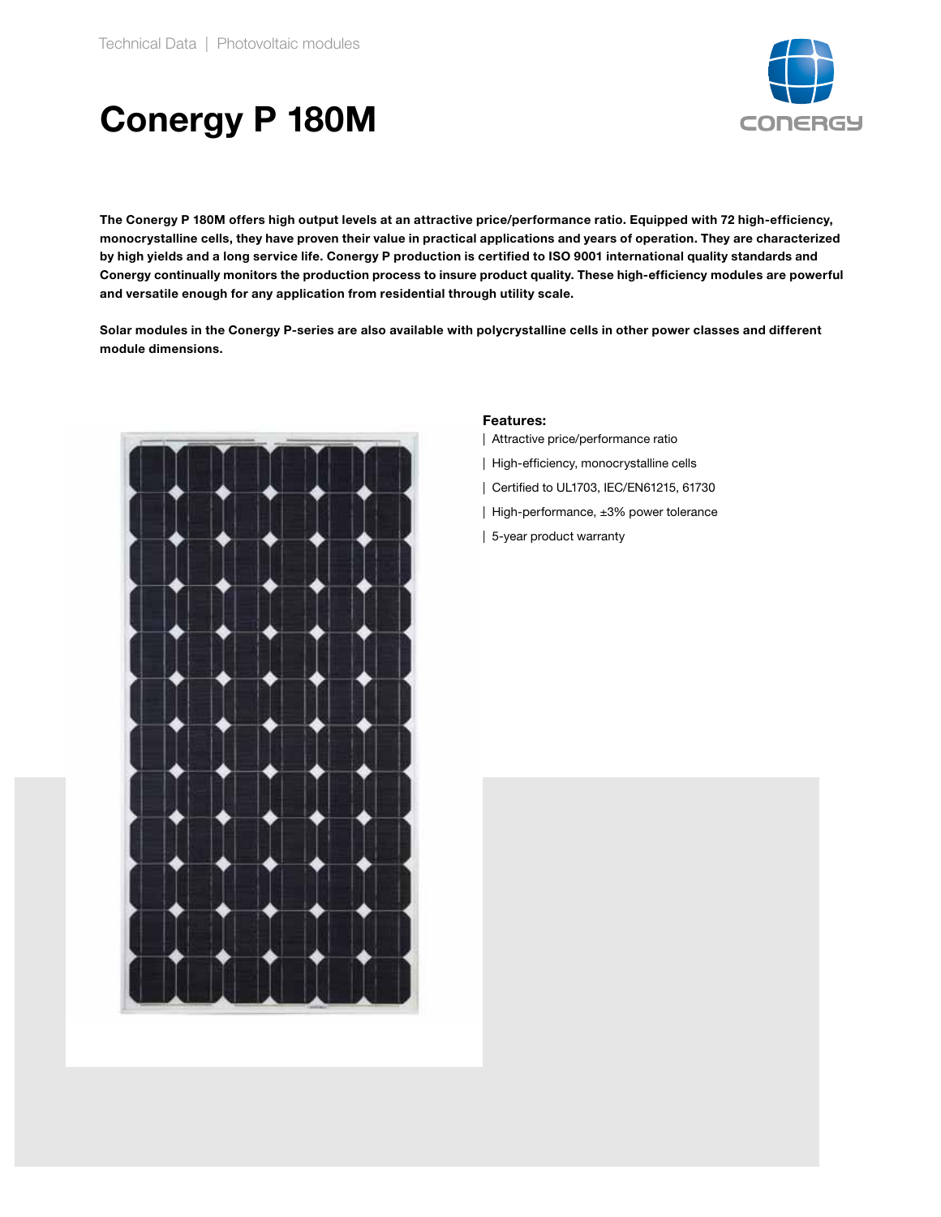Technical Data | Photovoltaic modules

# Conergy P 180M

**The Conergy P 180M offers high output levels at an attractive price/performance ratio. Equipped with 72 high-efficiency, monocrystalline cells, they have proven their value in practical applications and years of operation. They are characterized by high yields and a long service life. Conergy P production is certified to ISO 9001 international quality standards and Conergy continually monitors the production process to insure product quality. These high-efficiency modules are powerful and versatile enough for any application from residential through utility scale.**

**Solar modules in the Conergy P-series are also available with polycrystalline cells in other power classes and different module dimensions.**

**Features:**

- Attractive price/performance ratio
- High-efficiency, monocrystalline cells
- Certified to UL1703, IEC/EN61215, 61730
- High-performance, ±3% power tolerance
- 5-year product warranty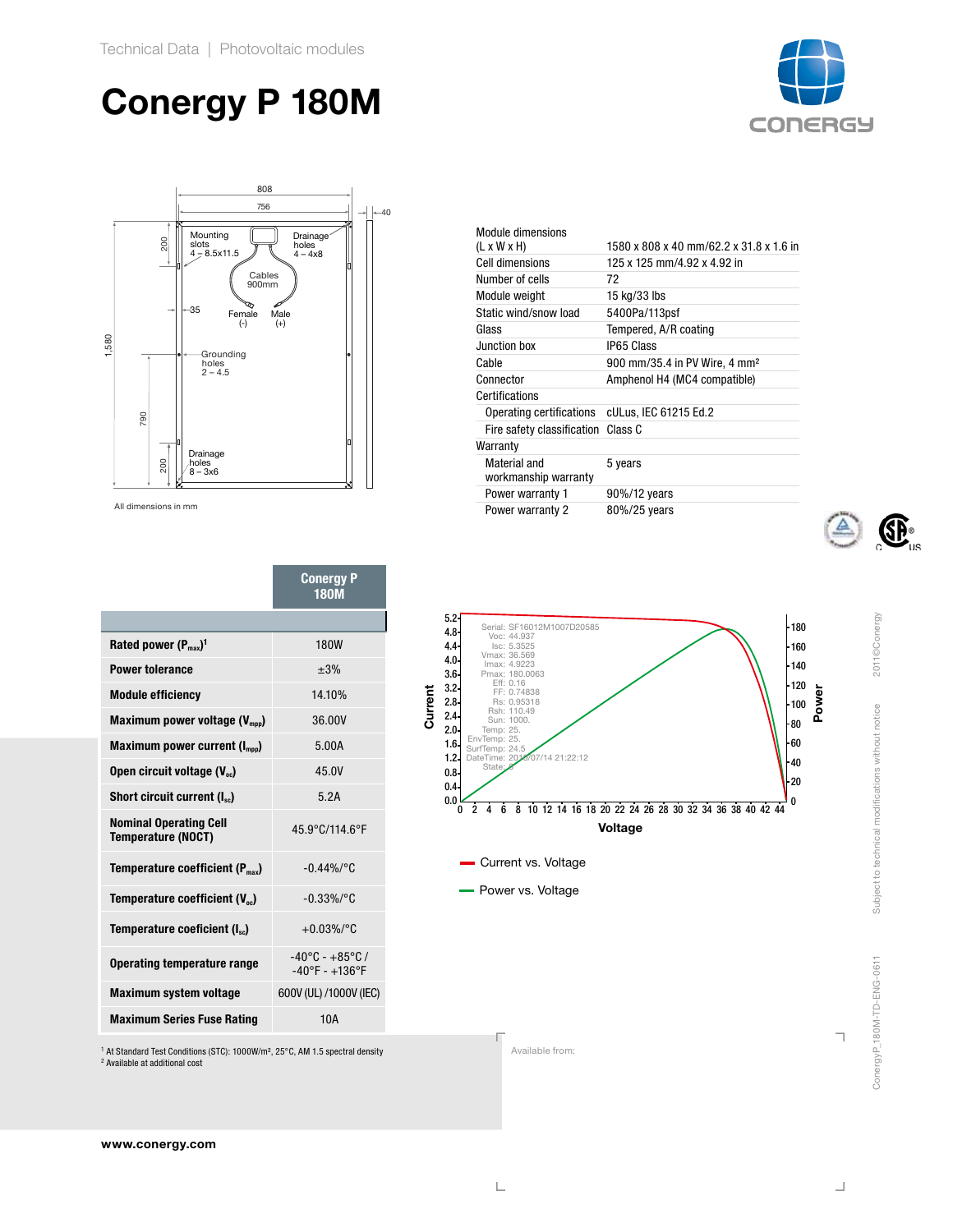Technical Data | Photovoltaic modules

# Conergy P 180M

808
756
40
Mounting slots 4 – 8.5x11.5
Drainage holes 4 – 4x8
200
Cables 900mm
35
Female (-)
Male (+)
1,580
Grounding holes 2 – 4.5
790
Drainage holes 8 – 3x6
200

All dimensions in mm

| | |
|---|---|
| Module dimensions (L x W x H) | 1580 x 808 x 40 mm/62.2 x 31.8 x 1.6 in |
| Cell dimensions | 125 x 125 mm/4.92 x 4.92 in |
| Number of cells | 72 |
| Module weight | 15 kg/33 lbs |
| Static wind/snow load | 5400Pa/113psf |
| Glass | Tempered, A/R coating |
| Junction box | IP65 Class |
| Cable | 900 mm/35.4 in PV Wire, 4 mm² |
| Connector | Amphenol H4 (MC4 compatible) |
| Certifications | |
| Operating certifications | cULus, IEC 61215 Ed.2 |
| Fire safety classification | Class C |
| Warranty | |
| Material and workmanship warranty | 5 years |
| Power warranty 1 | 90%/12 years |
| Power warranty 2 | 80%/25 years |

| | Conergy P 180M |
|---|---|
| **Rated power ($P_{max}$)**[1] | 180W |
| **Power tolerance** | ±3% |
| **Module efficiency** | 14.10% |
| **Maximum power voltage ($V_{mpp}$)** | 36.00V |
| **Maximum power current ($I_{mpp}$)** | 5.00A |
| **Open circuit voltage ($V_{oc}$)** | 45.0V |
| **Short circuit current ($I_{sc}$)** | 5.2A |
| **Nominal Operating Cell Temperature (NOCT)** | 45.9°C/114.6°F |
| **Temperature coefficient ($P_{max}$)** | -0.44%/°C |
| **Temperature coefficient ($V_{oc}$)** | -0.33%/°C |
| **Temperature coeficient ($I_{sc}$)** | +0.03%/°C |
| **Operating temperature range** | -40°C - +85°C / -40°F - +136°F |
| **Maximum system voltage** | 600V (UL) /1000V (IEC) |
| **Maximum Series Fuse Rating** | 10A |

[1] At Standard Test Conditions (STC): 1000W/m², 25°C, AM 1.5 spectral density
[2] Available at additional cost

Serial: SF16012M1007D20585
Voc: 44.937
Isc: 5.3525
Vmax: 36.569
Imax: 4.9223
Pmax: 180.0063
Eff: 0.16
FF: 0.74838
Rs: 0.95318
Rsh: 110.49
Sun: 1000.
Temp: 25.
EnvTemp: 25.
SurfTemp: 24.5
DateTime: 2010/07/14 21:22:12
State: 0

Current
5.2 4.8 4.4 4.0 3.6 3.2 2.8 2.4 2.0 1.6 1.2 0.8 0.4 0.0
Power
180 160 140 120 100 80 60 40 20 0
0 2 4 6 8 10 12 14 16 18 20 22 24 26 28 30 32 34 36 38 40 42 44
Voltage

Current vs. Voltage
Power vs. Voltage

Subject to technical modifications without notice 2011©Conergy

ConergyP_180M-TD-ENG-0611

Available from:

www.conergy.com